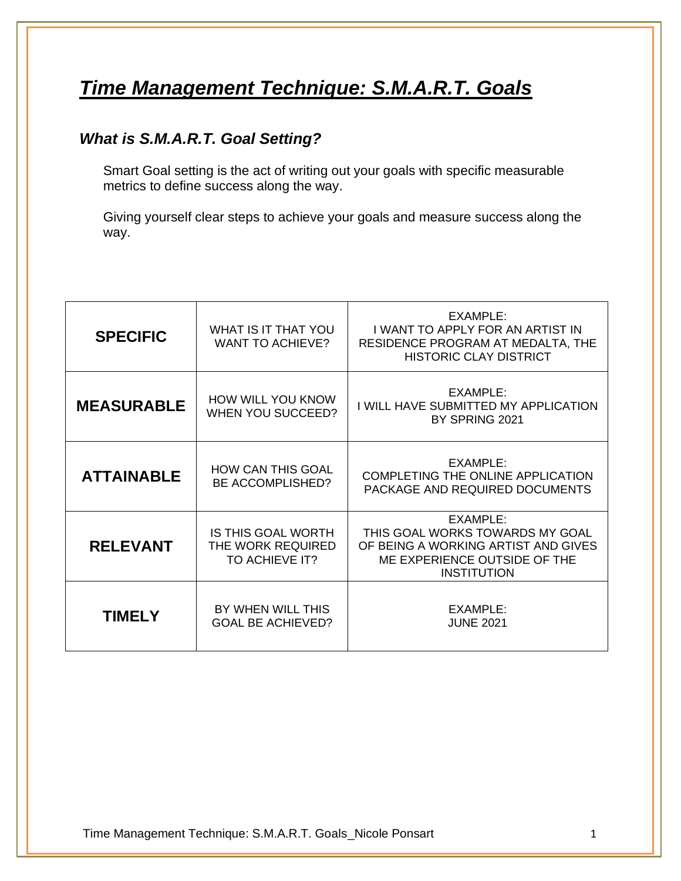# ***Time Management Technique: S.M.A.R.T. Goals***

## *What is S.M.A.R.T. Goal Setting?*

Smart Goal setting is the act of writing out your goals with specific measurable metrics to define success along the way.

Giving yourself clear steps to achieve your goals and measure success along the way.

| | | |
|---|---|---|
| **SPECIFIC** | WHAT IS IT THAT YOU WANT TO ACHIEVE? | EXAMPLE: I WANT TO APPLY FOR AN ARTIST IN RESIDENCE PROGRAM AT MEDALTA, THE HISTORIC CLAY DISTRICT |
| **MEASURABLE** | HOW WILL YOU KNOW WHEN YOU SUCCEED? | EXAMPLE: I WILL HAVE SUBMITTED MY APPLICATION BY SPRING 2021 |
| **ATTAINABLE** | HOW CAN THIS GOAL BE ACCOMPLISHED? | EXAMPLE: COMPLETING THE ONLINE APPLICATION PACKAGE AND REQUIRED DOCUMENTS |
| **RELEVANT** | IS THIS GOAL WORTH THE WORK REQUIRED TO ACHIEVE IT? | EXAMPLE: THIS GOAL WORKS TOWARDS MY GOAL OF BEING A WORKING ARTIST AND GIVES ME EXPERIENCE OUTSIDE OF THE INSTITUTION |
| **TIMELY** | BY WHEN WILL THIS GOAL BE ACHIEVED? | EXAMPLE: JUNE 2021 |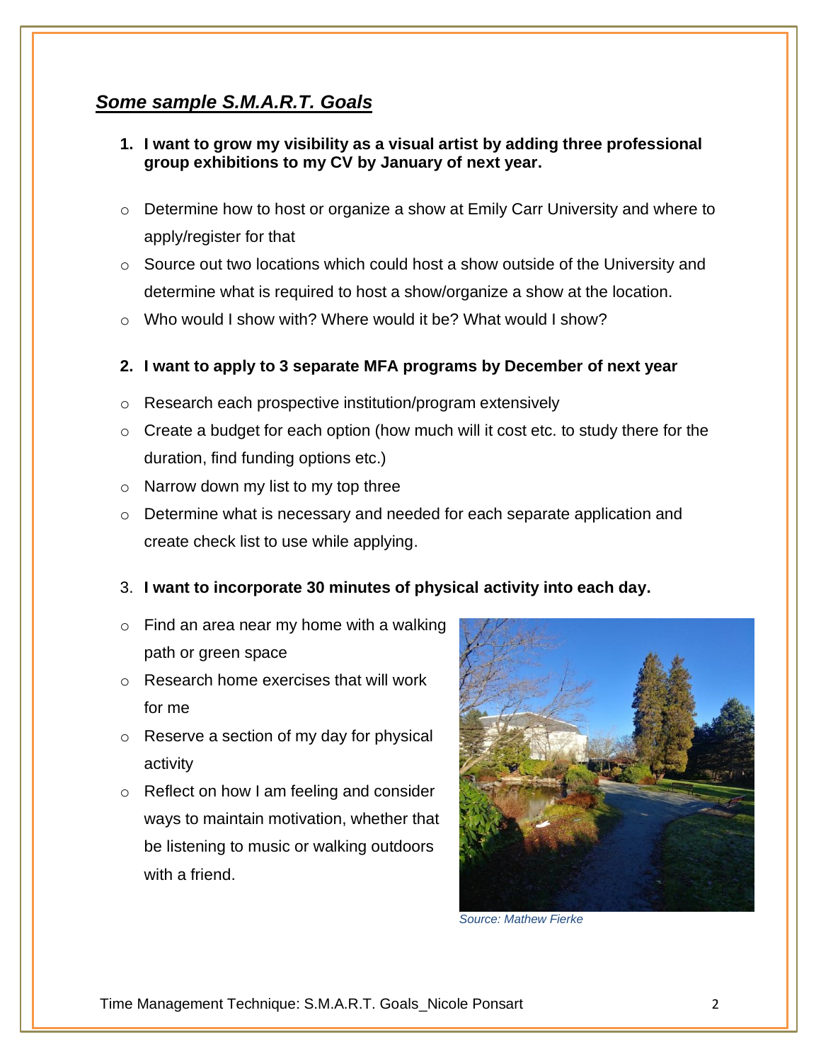## ***Some sample S.M.A.R.T. Goals***

1. **I want to grow my visibility as a visual artist by adding three professional group exhibitions to my CV by January of next year.**

- Determine how to host or organize a show at Emily Carr University and where to apply/register for that
- Source out two locations which could host a show outside of the University and determine what is required to host a show/organize a show at the location.
- Who would I show with? Where would it be? What would I show?

2. **I want to apply to 3 separate MFA programs by December of next year**

- Research each prospective institution/program extensively
- Create a budget for each option (how much will it cost etc. to study there for the duration, find funding options etc.)
- Narrow down my list to my top three
- Determine what is necessary and needed for each separate application and create check list to use while applying.

3. **I want to incorporate 30 minutes of physical activity into each day.**

- Find an area near my home with a walking path or green space
- Research home exercises that will work for me
- Reserve a section of my day for physical activity
- Reflect on how I am feeling and consider ways to maintain motivation, whether that be listening to music or walking outdoors with a friend.

*Source: Mathew Fierke*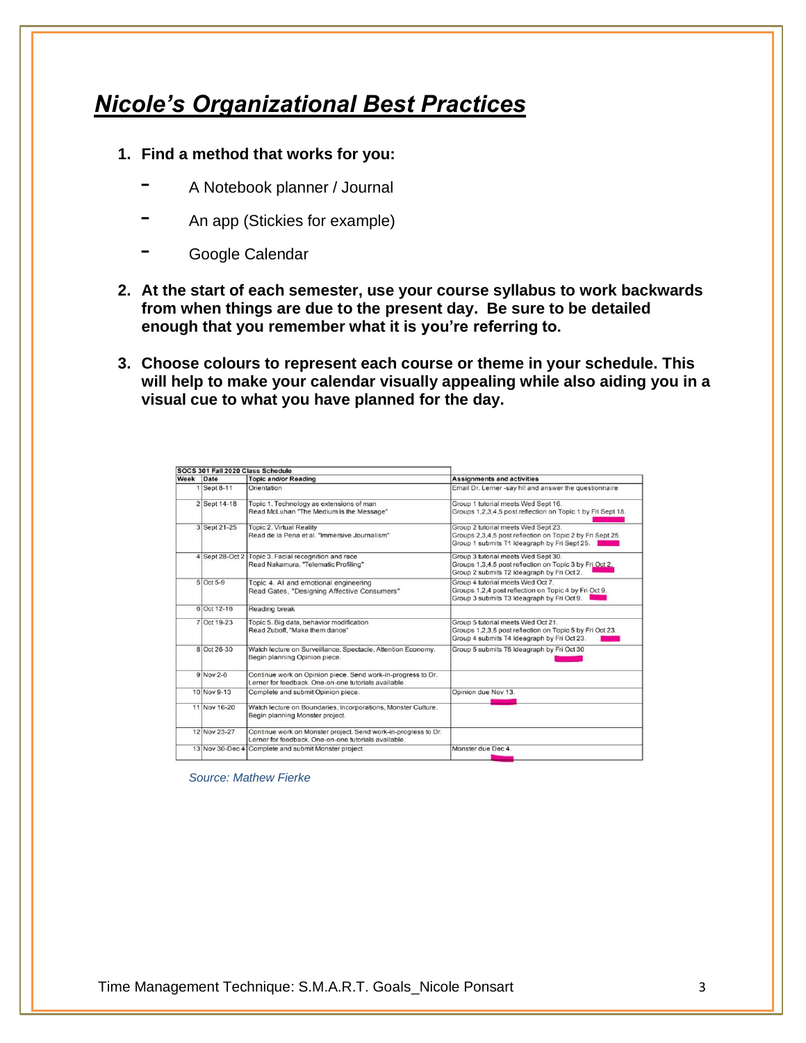# *Nicole's Organizational Best Practices*

1. **Find a method that works for you:**
   - A Notebook planner / Journal
   - An app (Stickies for example)
   - Google Calendar

2. **At the start of each semester, use your course syllabus to work backwards from when things are due to the present day. Be sure to be detailed enough that you remember what it is you're referring to.**

3. **Choose colours to represent each course or theme in your schedule. This will help to make your calendar visually appealing while also aiding you in a visual cue to what you have planned for the day.**

**SOCS 301 Fall 2020 Class Schedule**

| Week | Date | Topic and/or Reading | Assignments and activities |
|---|---|---|---|
| 1 | Sept 8-11 | Orientation | Email Dr. Lerner -say hi! and answer the questionnaire |
| 2 | Sept 14-18 | Topic 1. Technology as extensions of man<br>Read McLuhan "The Medium is the Message" | Group 1 tutorial meets Wed Sept 16.<br>Groups 1,2,3,4,5 post reflection on Topic 1 by Fri Sept 18. |
| 3 | Sept 21-25 | Topic 2. Virtual Reality<br>Read de la Pena et al. "Immersive Journalism" | Group 2 tutorial meets Wed Sept 23.<br>Groups 2,3,4,5 post reflection on Topic 2 by Fri Sept 25.<br>Group 1 submits T1 Ideagraph by Fri Sept 25. |
| 4 | Sept 28-Oct 2 | Topic 3. Facial recognition and race<br>Read Nakamura, "Telematic Profiling" | Group 3 tutorial meets Wed Sept 30.<br>Groups 1,3,4,5 post reflection on Topic 3 by Fri Oct 2.<br>Group 2 submits T2 Ideagraph by Fri Oct 2. |
| 5 | Oct 5-9 | Topic 4. AI and emotional engineering<br>Read Gates, "Designing Affective Consumers" | Group 4 tutorial meets Wed Oct 7.<br>Groups 1,2,4 post reflection on Topic 4 by Fri Oct 9.<br>Group 3 submits T3 Ideagraph by Fri Oct 9. |
| 6 | Oct 12-16 | Reading break | |
| 7 | Oct 19-23 | Topic 5. Big data, behavior modification<br>Read Zuboff, "Make them dance" | Group 5 tutorial meets Wed Oct 21.<br>Groups 1,2,3,5 post reflection on Topic 5 by Fri Oct 23.<br>Group 4 submits T4 Ideagraph by Fri Oct 23. |
| 8 | Oct 26-30 | Watch lecture on Surveillance, Spectacle, Attention Economy.<br>Begin planning Opinion piece. | Group 5 submits T5 Ideagraph by Fri Oct 30 |
| 9 | Nov 2-6 | Continue work on Opinion piece. Send work-in-progress to Dr. Lerner for feedback. One-on-one tutorials available. | |
| 10 | Nov 9-13 | Complete and submit Opinion piece. | Opinion due Nov 13. |
| 11 | Nov 16-20 | Watch lecture on Boundaries, Incorporations, Monster Culture.<br>Begin planning Monster project. | |
| 12 | Nov 23-27 | Continue work on Monster project. Send work-in-progress to Dr. Lerner for feedback. One-on-one tutorials available. | |
| 13 | Nov 30-Dec 4 | Complete and submit Monster project. | Monster due Dec 4. |

*Source: Mathew Fierke*